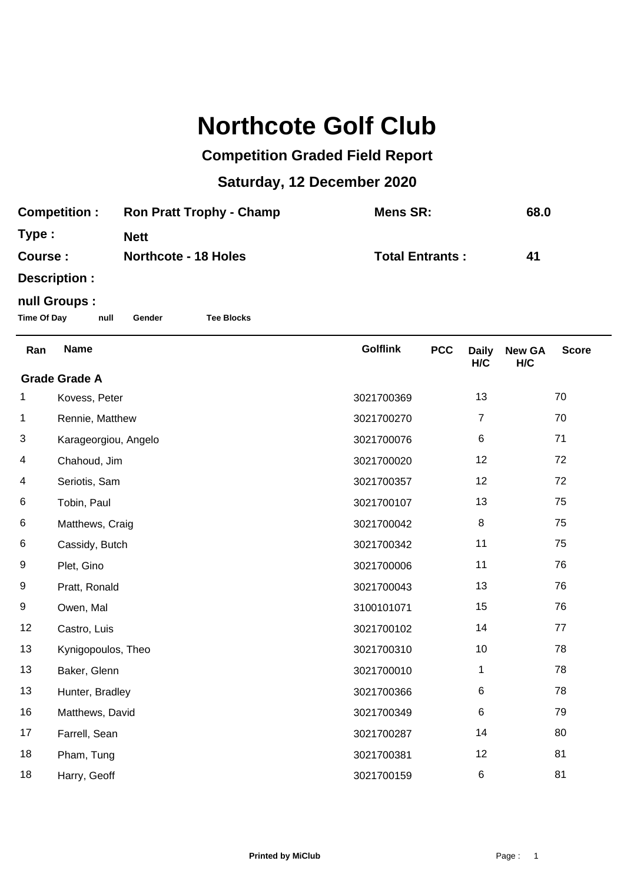# Northcote Golf Club

## Competition Graded Field Report

## Saturday, 12 December 2020

**Competition :** Ron Pratt Trophy - Champ **Mens SR:** 68.0

**Type :** Nett

**Course :** Northcote - 18 Holes **Total Entrants :** 41

**Description :**

**null Groups :**

**Time Of Day** **null** **Gender** **Tee Blocks**

| Ran | Name | Golflink | PCC | Daily H/C | New GA H/C | Score |
|---|---|---|---|---|---|---|
| **Grade Grade A** | | | | | | |
| 1 | Kovess, Peter | 3021700369 | | 13 | | 70 |
| 1 | Rennie, Matthew | 3021700270 | | 7 | | 70 |
| 3 | Karageorgiou, Angelo | 3021700076 | | 6 | | 71 |
| 4 | Chahoud, Jim | 3021700020 | | 12 | | 72 |
| 4 | Seriotis, Sam | 3021700357 | | 12 | | 72 |
| 6 | Tobin, Paul | 3021700107 | | 13 | | 75 |
| 6 | Matthews, Craig | 3021700042 | | 8 | | 75 |
| 6 | Cassidy, Butch | 3021700342 | | 11 | | 75 |
| 9 | Plet, Gino | 3021700006 | | 11 | | 76 |
| 9 | Pratt, Ronald | 3021700043 | | 13 | | 76 |
| 9 | Owen, Mal | 3100101071 | | 15 | | 76 |
| 12 | Castro, Luis | 3021700102 | | 14 | | 77 |
| 13 | Kynigopoulos, Theo | 3021700310 | | 10 | | 78 |
| 13 | Baker, Glenn | 3021700010 | | 1 | | 78 |
| 13 | Hunter, Bradley | 3021700366 | | 6 | | 78 |
| 16 | Matthews, David | 3021700349 | | 6 | | 79 |
| 17 | Farrell, Sean | 3021700287 | | 14 | | 80 |
| 18 | Pham, Tung | 3021700381 | | 12 | | 81 |
| 18 | Harry, Geoff | 3021700159 | | 6 | | 81 |

Printed by MiClub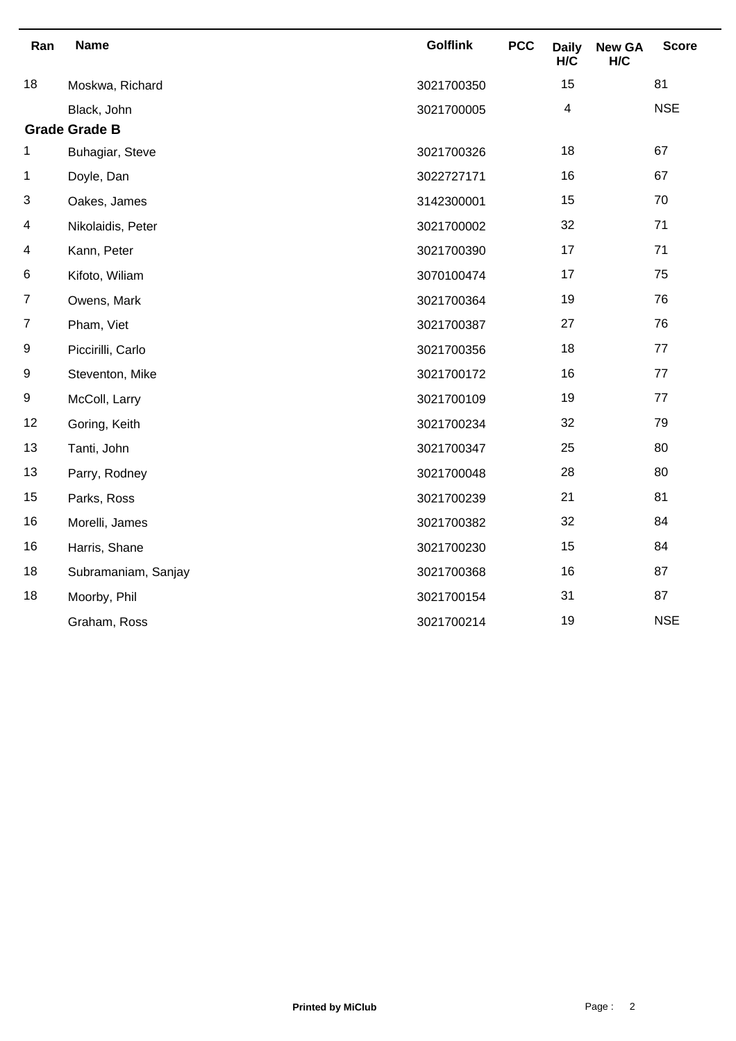| Ran | Name | Golflink | PCC | Daily H/C | New GA H/C | Score |
|---|---|---|---|---|---|---|
| 18 | Moskwa, Richard | 3021700350 | | 15 | | 81 |
| | Black, John | 3021700005 | | 4 | | NSE |
| **Grade Grade B** | | | | | | |
| 1 | Buhagiar, Steve | 3021700326 | | 18 | | 67 |
| 1 | Doyle, Dan | 3022727171 | | 16 | | 67 |
| 3 | Oakes, James | 3142300001 | | 15 | | 70 |
| 4 | Nikolaidis, Peter | 3021700002 | | 32 | | 71 |
| 4 | Kann, Peter | 3021700390 | | 17 | | 71 |
| 6 | Kifoto, Wiliam | 3070100474 | | 17 | | 75 |
| 7 | Owens, Mark | 3021700364 | | 19 | | 76 |
| 7 | Pham, Viet | 3021700387 | | 27 | | 76 |
| 9 | Piccirilli, Carlo | 3021700356 | | 18 | | 77 |
| 9 | Steventon, Mike | 3021700172 | | 16 | | 77 |
| 9 | McColl, Larry | 3021700109 | | 19 | | 77 |
| 12 | Goring, Keith | 3021700234 | | 32 | | 79 |
| 13 | Tanti, John | 3021700347 | | 25 | | 80 |
| 13 | Parry, Rodney | 3021700048 | | 28 | | 80 |
| 15 | Parks, Ross | 3021700239 | | 21 | | 81 |
| 16 | Morelli, James | 3021700382 | | 32 | | 84 |
| 16 | Harris, Shane | 3021700230 | | 15 | | 84 |
| 18 | Subramaniam, Sanjay | 3021700368 | | 16 | | 87 |
| 18 | Moorby, Phil | 3021700154 | | 31 | | 87 |
| | Graham, Ross | 3021700214 | | 19 | | NSE |

**Printed by MiClub**